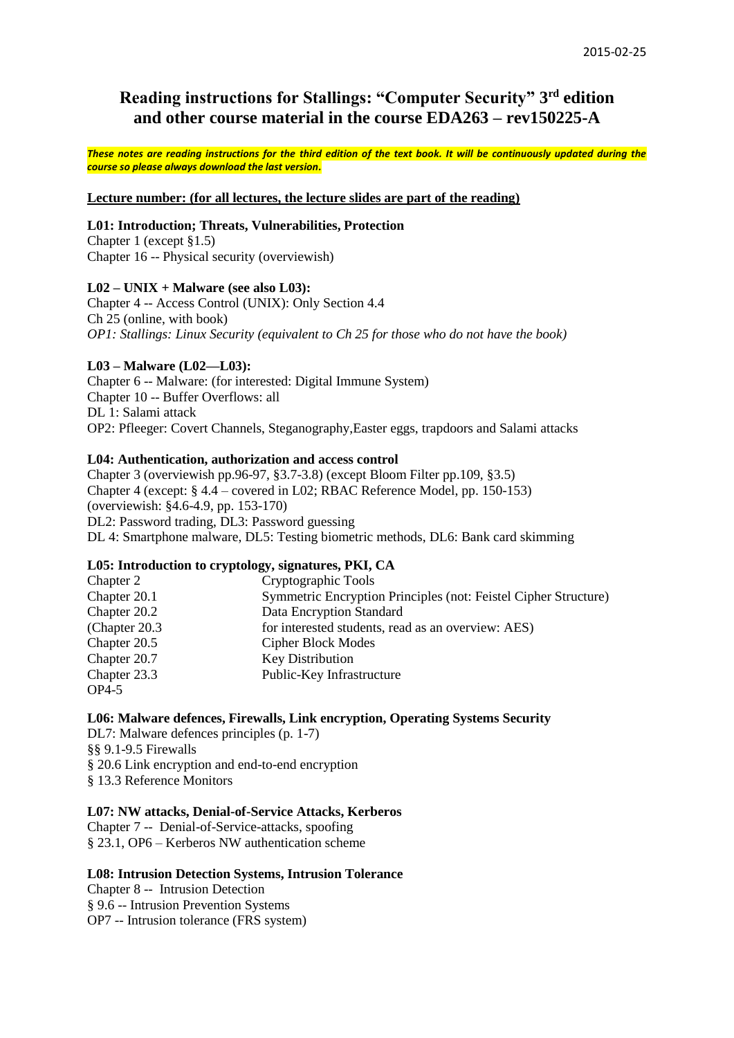2015-02-25

# Reading instructions for Stallings: "Computer Security" 3rd edition and other course material in the course EDA263 – rev150225-A

***These notes are reading instructions for the third edition of the text book. It will be continuously updated during the course so please always download the last version.***

**Lecture number: (for all lectures, the lecture slides are part of the reading)**

**L01: Introduction; Threats, Vulnerabilities, Protection**

Chapter 1 (except §1.5)
Chapter 16 -- Physical security (overviewish)

**L02 – UNIX + Malware (see also L03):**

Chapter 4 -- Access Control (UNIX): Only Section 4.4
Ch 25 (online, with book)
*OP1: Stallings: Linux Security (equivalent to Ch 25 for those who do not have the book)*

**L03 – Malware (L02—L03):**

Chapter 6 -- Malware: (for interested: Digital Immune System)
Chapter 10 -- Buffer Overflows: all
DL 1: Salami attack
OP2: Pfleeger: Covert Channels, Steganography,Easter eggs, trapdoors and Salami attacks

**L04: Authentication, authorization and access control**

Chapter 3 (overviewish pp.96-97, §3.7-3.8) (except Bloom Filter pp.109, §3.5)
Chapter 4 (except: § 4.4 – covered in L02; RBAC Reference Model, pp. 150-153)
(overviewish: §4.6-4.9, pp. 153-170)
DL2: Password trading, DL3: Password guessing
DL 4: Smartphone malware, DL5: Testing biometric methods, DL6: Bank card skimming

**L05: Introduction to cryptology, signatures, PKI, CA**

| | |
|---|---|
| Chapter 2 | Cryptographic Tools |
| Chapter 20.1 | Symmetric Encryption Principles (not: Feistel Cipher Structure) |
| Chapter 20.2 | Data Encryption Standard |
| (Chapter 20.3 | for interested students, read as an overview: AES) |
| Chapter 20.5 | Cipher Block Modes |
| Chapter 20.7 | Key Distribution |
| Chapter 23.3 | Public-Key Infrastructure |
| OP4-5 | |

**L06: Malware defences, Firewalls, Link encryption, Operating Systems Security**

DL7: Malware defences principles (p. 1-7)
§§ 9.1-9.5 Firewalls
§ 20.6 Link encryption and end-to-end encryption
§ 13.3 Reference Monitors

**L07: NW attacks, Denial-of-Service Attacks, Kerberos**

Chapter 7 -- Denial-of-Service-attacks, spoofing
§ 23.1, OP6 – Kerberos NW authentication scheme

**L08: Intrusion Detection Systems, Intrusion Tolerance**

Chapter 8 -- Intrusion Detection
§ 9.6 -- Intrusion Prevention Systems
OP7 -- Intrusion tolerance (FRS system)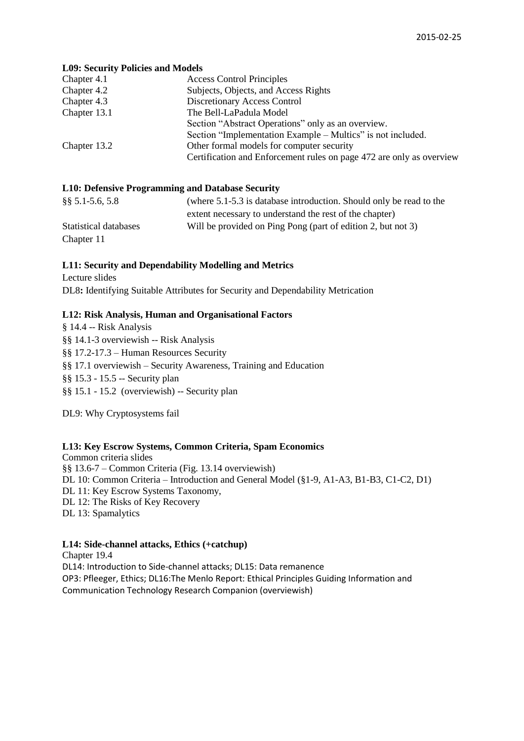**L09: Security Policies and Models**

| | |
|---|---|
| Chapter 4.1 | Access Control Principles |
| Chapter 4.2 | Subjects, Objects, and Access Rights |
| Chapter 4.3 | Discretionary Access Control |
| Chapter 13.1 | The Bell-LaPadula Model |
| | Section "Abstract Operations" only as an overview. |
| | Section "Implementation Example – Multics" is not included. |
| Chapter 13.2 | Other formal models for computer security |
| | Certification and Enforcement rules on page 472 are only as overview |

**L10: Defensive Programming and Database Security**

| | |
|---|---|
| §§ 5.1-5.6, 5.8 | (where 5.1-5.3 is database introduction. Should only be read to the extent necessary to understand the rest of the chapter) |
| Statistical databases | Will be provided on Ping Pong (part of edition 2, but not 3) |
| Chapter 11 | |

**L11: Security and Dependability Modelling and Metrics**

Lecture slides

DL8**:** Identifying Suitable Attributes for Security and Dependability Metrication

**L12: Risk Analysis, Human and Organisational Factors**

§ 14.4 -- Risk Analysis

§§ 14.1-3 overviewish -- Risk Analysis

§§ 17.2-17.3 – Human Resources Security

§§ 17.1 overviewish – Security Awareness, Training and Education

§§ 15.3 - 15.5 -- Security plan

§§ 15.1 - 15.2 (overviewish) -- Security plan

DL9: Why Cryptosystems fail

**L13: Key Escrow Systems, Common Criteria, Spam Economics**

Common criteria slides

§§ 13.6-7 – Common Criteria (Fig. 13.14 overviewish)

DL 10: Common Criteria – Introduction and General Model (§1-9, A1-A3, B1-B3, C1-C2, D1)

DL 11: Key Escrow Systems Taxonomy,

DL 12: The Risks of Key Recovery

DL 13: Spamalytics

**L14: Side-channel attacks, Ethics (+catchup)**

Chapter 19.4

DL14: Introduction to Side-channel attacks; DL15: Data remanence

OP3: Pfleeger, Ethics; DL16:The Menlo Report: Ethical Principles Guiding Information and Communication Technology Research Companion (overviewish)